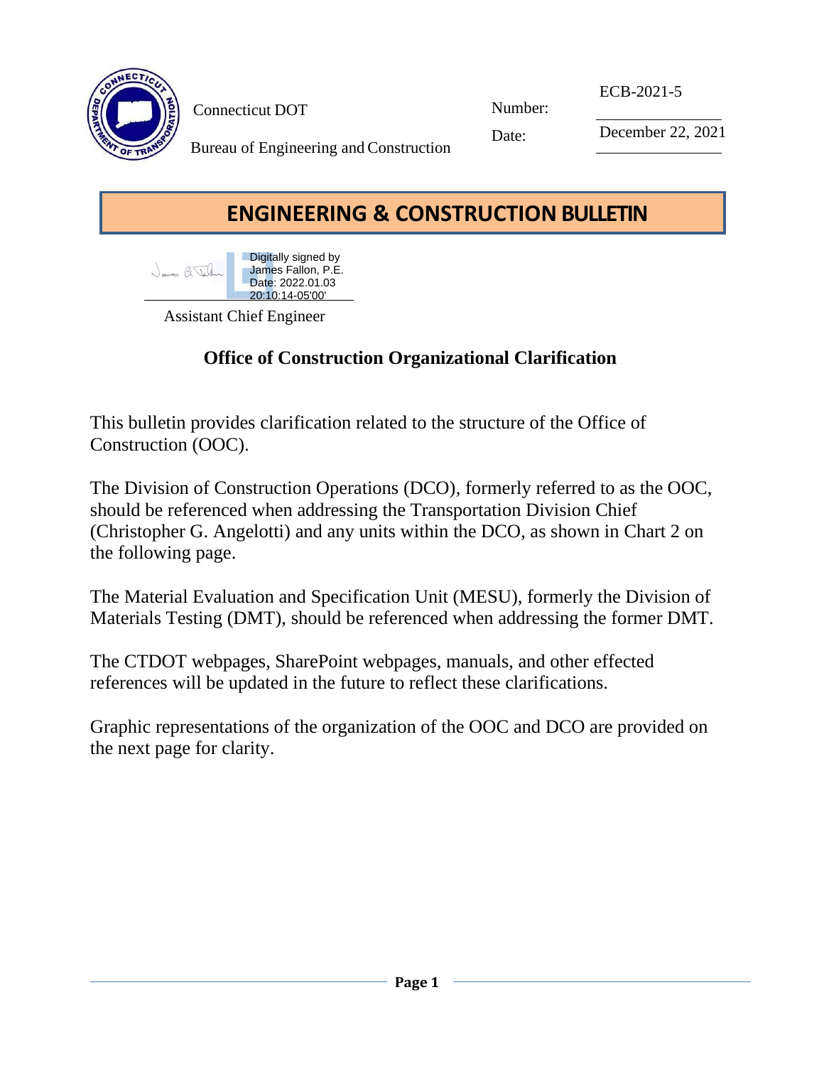Connecticut DOT

Bureau of Engineering and Construction

Number: ECB-2021-5

Date: December 22, 2021

# ENGINEERING & CONSTRUCTION BULLETIN

Digitally signed by James Fallon, P.E.
Date: 2022.01.03 20:10:14-05'00'

Assistant Chief Engineer

## Office of Construction Organizational Clarification

This bulletin provides clarification related to the structure of the Office of Construction (OOC).

The Division of Construction Operations (DCO), formerly referred to as the OOC, should be referenced when addressing the Transportation Division Chief (Christopher G. Angelotti) and any units within the DCO, as shown in Chart 2 on the following page.

The Material Evaluation and Specification Unit (MESU), formerly the Division of Materials Testing (DMT), should be referenced when addressing the former DMT.

The CTDOT webpages, SharePoint webpages, manuals, and other effected references will be updated in the future to reflect these clarifications.

Graphic representations of the organization of the OOC and DCO are provided on the next page for clarity.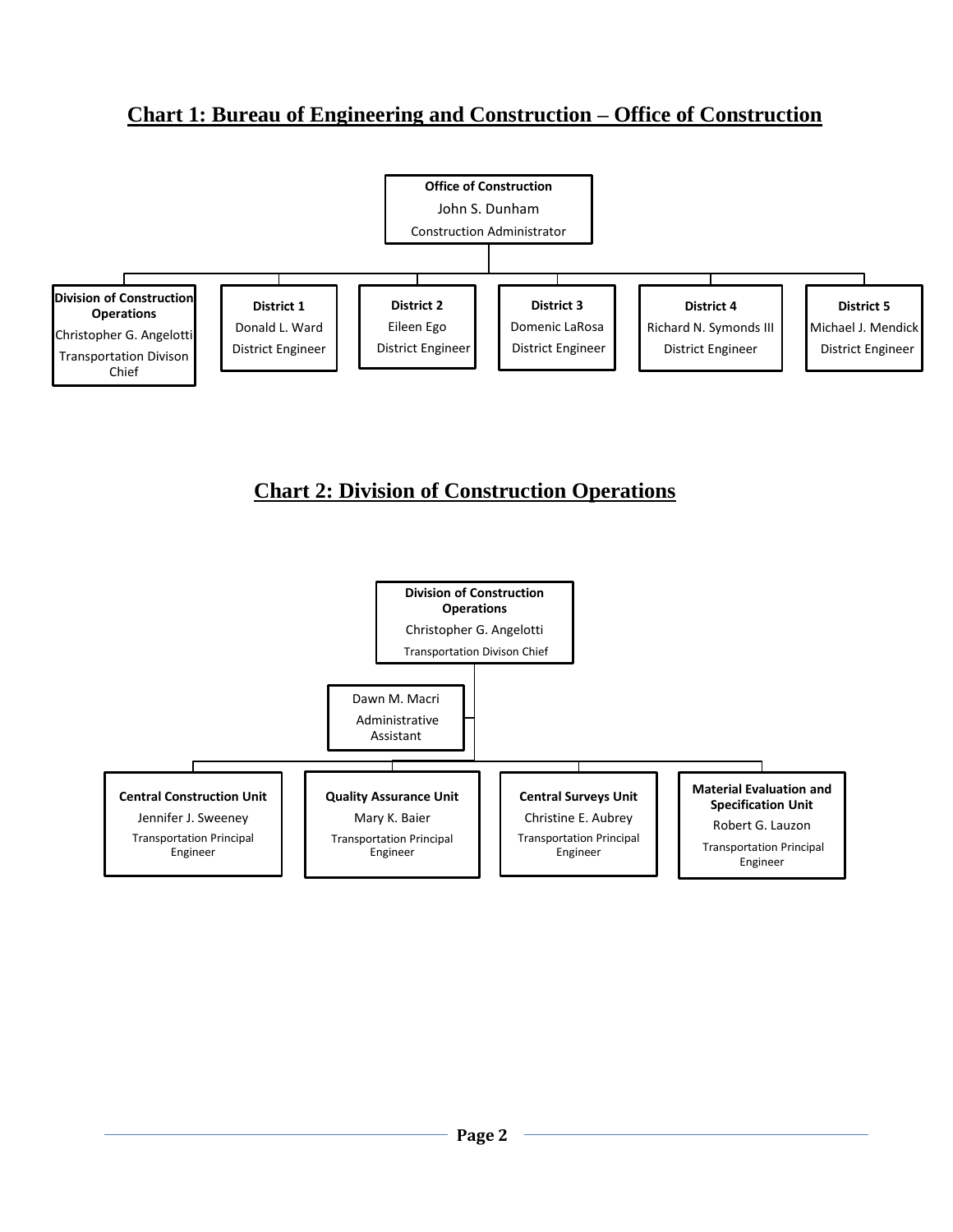## Chart 1: Bureau of Engineering and Construction – Office of Construction

**Office of Construction**
John S. Dunham
Construction Administrator

**Division of Construction Operations**
Christopher G. Angelotti
Transportation Divison Chief

**District 1**
Donald L. Ward
District Engineer

**District 2**
Eileen Ego
District Engineer

**District 3**
Domenic LaRosa
District Engineer

**District 4**
Richard N. Symonds III
District Engineer

**District 5**
Michael J. Mendick
District Engineer

## Chart 2: Division of Construction Operations

**Division of Construction Operations**
Christopher G. Angelotti
Transportation Divison Chief

Dawn M. Macri
Administrative Assistant

**Central Construction Unit**
Jennifer J. Sweeney
Transportation Principal Engineer

**Quality Assurance Unit**
Mary K. Baier
Transportation Principal Engineer

**Central Surveys Unit**
Christine E. Aubrey
Transportation Principal Engineer

**Material Evaluation and Specification Unit**
Robert G. Lauzon
Transportation Principal Engineer